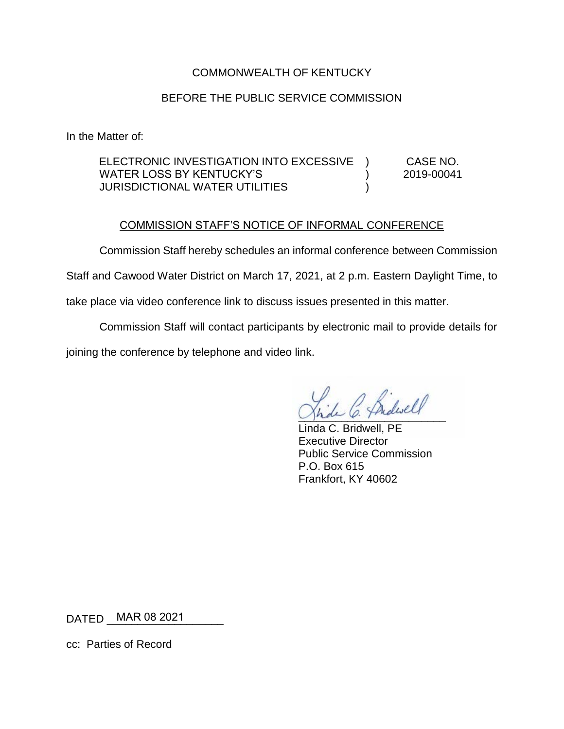COMMONWEALTH OF KENTUCKY

BEFORE THE PUBLIC SERVICE COMMISSION

In the Matter of:

| | | |
|---|---|---|
| ELECTRONIC INVESTIGATION INTO EXCESSIVE WATER LOSS BY KENTUCKY'S JURISDICTIONAL WATER UTILITIES | ) ) ) | CASE NO. 2019-00041 |

COMMISSION STAFF'S NOTICE OF INFORMAL CONFERENCE

Commission Staff hereby schedules an informal conference between Commission Staff and Cawood Water District on March 17, 2021, at 2 p.m. Eastern Daylight Time, to take place via video conference link to discuss issues presented in this matter.

Commission Staff will contact participants by electronic mail to provide details for joining the conference by telephone and video link.

Linda C. Bridwell, PE
Executive Director
Public Service Commission
P.O. Box 615
Frankfort, KY 40602

DATED MAR 08 2021

cc: Parties of Record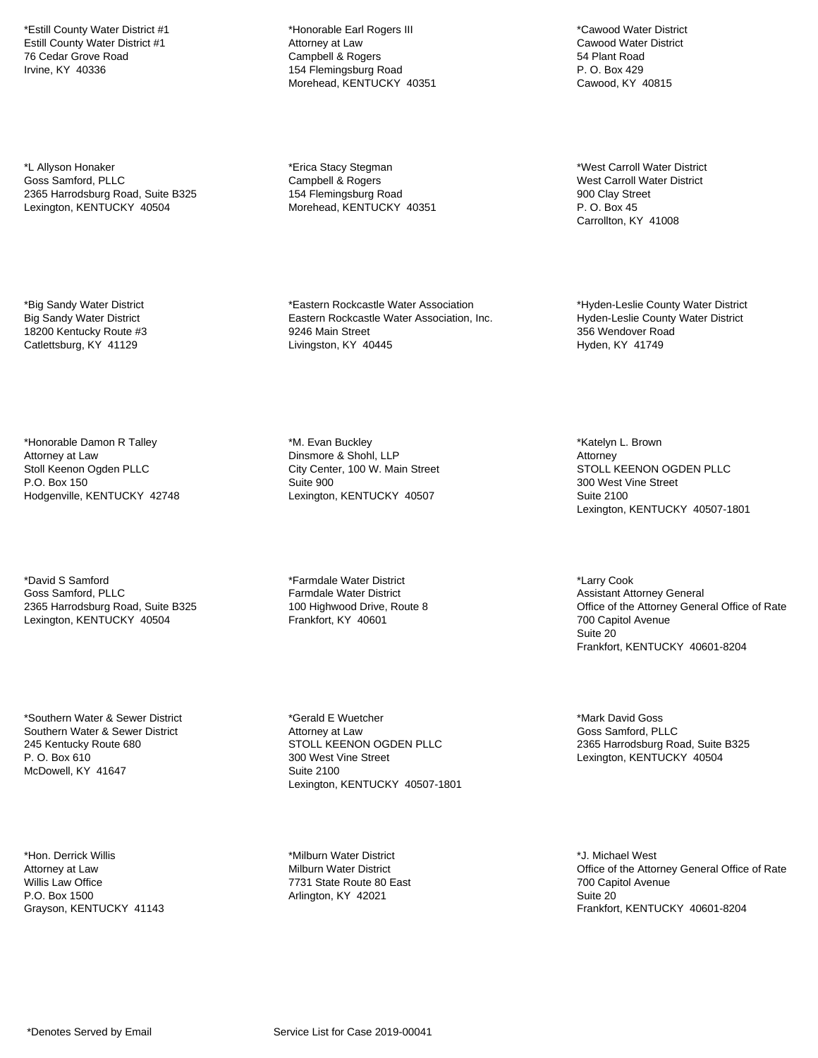*Estill County Water District #1
Estill County Water District #1
76 Cedar Grove Road
Irvine, KY  40336

*Honorable Earl Rogers III
Attorney at Law
Campbell & Rogers
154 Flemingsburg Road
Morehead, KENTUCKY  40351

*Cawood Water District
Cawood Water District
54 Plant Road
P. O. Box 429
Cawood, KY  40815

*L Allyson Honaker
Goss Samford, PLLC
2365 Harrodsburg Road, Suite B325
Lexington, KENTUCKY  40504

*Erica Stacy Stegman
Campbell & Rogers
154 Flemingsburg Road
Morehead, KENTUCKY  40351

*West Carroll Water District
West Carroll Water District
900 Clay Street
P. O. Box 45
Carrollton, KY  41008

*Big Sandy Water District
Big Sandy Water District
18200 Kentucky Route #3
Catlettsburg, KY  41129

*Eastern Rockcastle Water Association
Eastern Rockcastle Water Association, Inc.
9246 Main Street
Livingston, KY  40445

*Hyden-Leslie County Water District
Hyden-Leslie County Water District
356 Wendover Road
Hyden, KY  41749

*Honorable Damon R Talley
Attorney at Law
Stoll Keenon Ogden PLLC
P.O. Box 150
Hodgenville, KENTUCKY  42748

*M. Evan Buckley
Dinsmore & Shohl, LLP
City Center, 100 W. Main Street
Suite 900
Lexington, KENTUCKY  40507

*Katelyn L. Brown
Attorney
STOLL KEENON OGDEN PLLC
300 West Vine Street
Suite 2100
Lexington, KENTUCKY  40507-1801

*David S Samford
Goss Samford, PLLC
2365 Harrodsburg Road, Suite B325
Lexington, KENTUCKY  40504

*Farmdale Water District
Farmdale Water District
100 Highwood Drive, Route 8
Frankfort, KY  40601

*Larry Cook
Assistant Attorney General
Office of the Attorney General Office of Rate
700 Capitol Avenue
Suite 20
Frankfort, KENTUCKY  40601-8204

*Southern Water & Sewer District
Southern Water & Sewer District
245 Kentucky Route 680
P. O. Box 610
McDowell, KY  41647

*Gerald E Wuetcher
Attorney at Law
STOLL KEENON OGDEN PLLC
300 West Vine Street
Suite 2100
Lexington, KENTUCKY  40507-1801

*Mark David Goss
Goss Samford, PLLC
2365 Harrodsburg Road, Suite B325
Lexington, KENTUCKY  40504

*Hon. Derrick Willis
Attorney at Law
Willis Law Office
P.O. Box 1500
Grayson, KENTUCKY  41143

*Milburn Water District
Milburn Water District
7731 State Route 80 East
Arlington, KY  42021

*J. Michael West
Office of the Attorney General Office of Rate
700 Capitol Avenue
Suite 20
Frankfort, KENTUCKY  40601-8204

*Denotes Served by Email

Service List for Case 2019-00041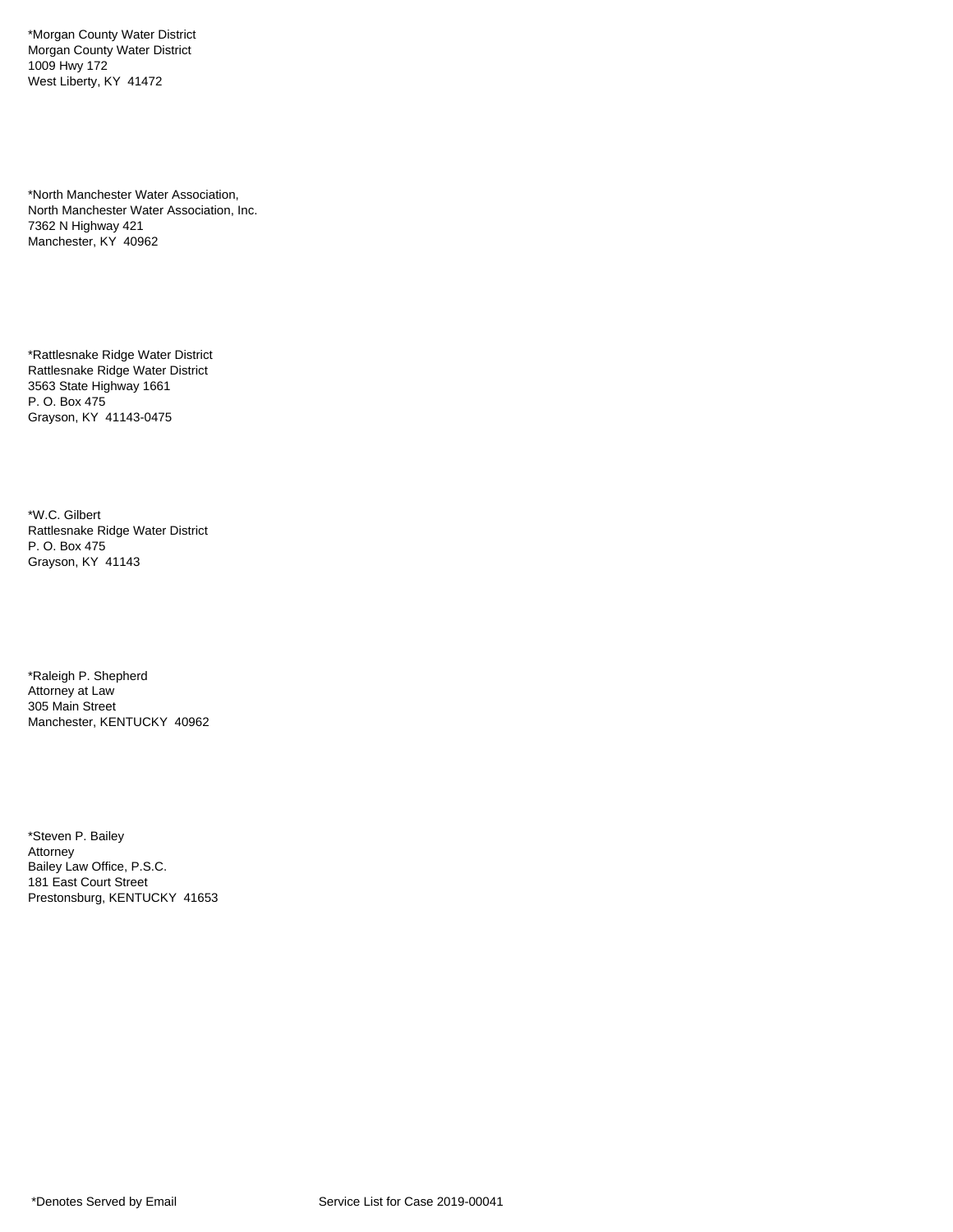*Morgan County Water District
Morgan County Water District
1009 Hwy 172
West Liberty, KY  41472

*North Manchester Water Association,
North Manchester Water Association, Inc.
7362 N Highway 421
Manchester, KY  40962

*Rattlesnake Ridge Water District
Rattlesnake Ridge Water District
3563 State Highway 1661
P. O. Box 475
Grayson, KY  41143-0475

*W.C. Gilbert
Rattlesnake Ridge Water District
P. O. Box 475
Grayson, KY  41143

*Raleigh P. Shepherd
Attorney at Law
305 Main Street
Manchester, KENTUCKY  40962

*Steven P. Bailey
Attorney
Bailey Law Office, P.S.C.
181 East Court Street
Prestonsburg, KENTUCKY  41653